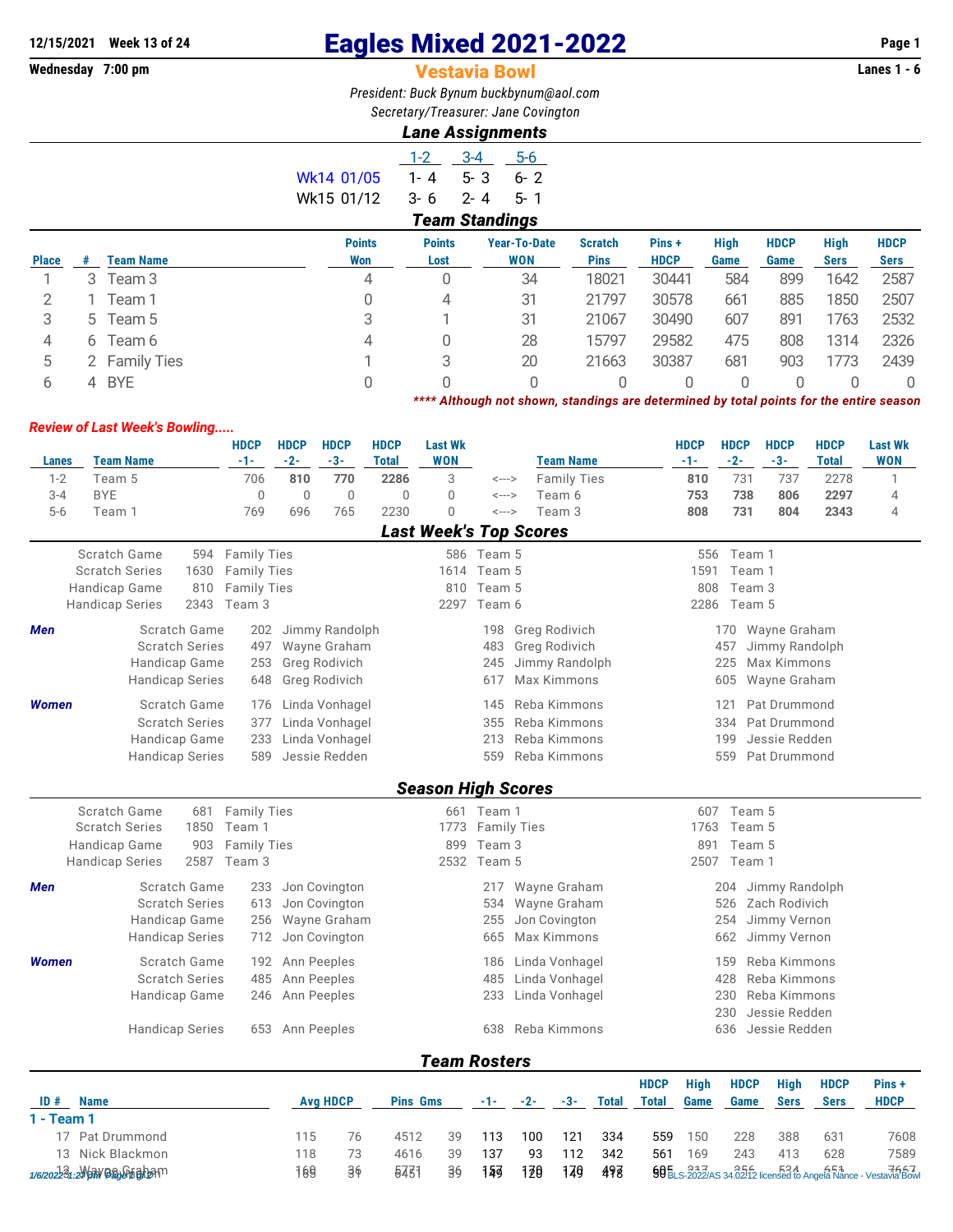12/15/2021 Week 13 of 24

Wednesday 7:00 pm

# Eagles Mixed 2021-2022

## Vestavia Bowl

Lanes 1 - 6

*President: Buck Bynum buckbynum@aol.com*

*Secretary/Treasurer: Jane Covington*

### Lane Assignments

| | 1-2 | 3-4 | 5-6 |
|---|---|---|---|
| Wk14 01/05 | 1- 4 | 5- 3 | 6- 2 |
| Wk15 01/12 | 3- 6 | 2- 4 | 5- 1 |

### Team Standings

| Place | # | Team Name | Points Won | Points Lost | Year-To-Date WON | Scratch Pins | Pins + HDCP | High Game | HDCP Game | High Sers | HDCP Sers |
|---|---|---|---|---|---|---|---|---|---|---|---|
| 1 | 3 | Team 3 | 4 | 0 | 34 | 18021 | 30441 | 584 | 899 | 1642 | 2587 |
| 2 | 1 | Team 1 | 0 | 4 | 31 | 21797 | 30578 | 661 | 885 | 1850 | 2507 |
| 3 | 5 | Team 5 | 3 | 1 | 31 | 21067 | 30490 | 607 | 891 | 1763 | 2532 |
| 4 | 6 | Team 6 | 4 | 0 | 28 | 15797 | 29582 | 475 | 808 | 1314 | 2326 |
| 5 | 2 | Family Ties | 1 | 3 | 20 | 21663 | 30387 | 681 | 903 | 1773 | 2439 |
| 6 | 4 | BYE | 0 | 0 | 0 | 0 | 0 | 0 | 0 | 0 | 0 |

***\*\*\*\* Although not shown, standings are determined by total points for the entire season***

***Review of Last Week's Bowling.....***

| Lanes | Team Name | HDCP -1- | HDCP -2- | HDCP -3- | HDCP Total | Last Wk WON | | Team Name | HDCP -1- | HDCP -2- | HDCP -3- | HDCP Total | Last Wk WON |
|---|---|---|---|---|---|---|---|---|---|---|---|---|---|
| 1-2 | Team 5 | 706 | **810** | **770** | **2286** | 3 | <---> | Family Ties | **810** | 731 | 737 | 2278 | 1 |
| 3-4 | BYE | 0 | 0 | 0 | 0 | 0 | <---> | Team 6 | **753** | **738** | **806** | **2297** | 4 |
| 5-6 | Team 1 | 769 | 696 | 765 | 2230 | 0 | <---> | Team 3 | **808** | **731** | **804** | **2343** | 4 |

### Last Week's Top Scores

| | | | | | | |
|---|---|---|---|---|---|---|
| Scratch Game | 594 | Family Ties | 586 | Team 5 | 556 | Team 1 |
| Scratch Series | 1630 | Family Ties | 1614 | Team 5 | 1591 | Team 1 |
| Handicap Game | 810 | Family Ties | 810 | Team 5 | 808 | Team 3 |
| Handicap Series | 2343 | Team 3 | 2297 | Team 6 | 2286 | Team 5 |

***Men***

| | | | | | | |
|---|---|---|---|---|---|---|
| Scratch Game | 202 | Jimmy Randolph | 198 | Greg Rodivich | 170 | Wayne Graham |
| Scratch Series | 497 | Wayne Graham | 483 | Greg Rodivich | 457 | Jimmy Randolph |
| Handicap Game | 253 | Greg Rodivich | 245 | Jimmy Randolph | 225 | Max Kimmons |
| Handicap Series | 648 | Greg Rodivich | 617 | Max Kimmons | 605 | Wayne Graham |

***Women***

| | | | | | | |
|---|---|---|---|---|---|---|
| Scratch Game | 176 | Linda Vonhagel | 145 | Reba Kimmons | 121 | Pat Drummond |
| Scratch Series | 377 | Linda Vonhagel | 355 | Reba Kimmons | 334 | Pat Drummond |
| Handicap Game | 233 | Linda Vonhagel | 213 | Reba Kimmons | 199 | Jessie Redden |
| Handicap Series | 589 | Jessie Redden | 559 | Reba Kimmons | 559 | Pat Drummond |

### Season High Scores

| | | | | | | |
|---|---|---|---|---|---|---|
| Scratch Game | 681 | Family Ties | 661 | Team 1 | 607 | Team 5 |
| Scratch Series | 1850 | Team 1 | 1773 | Family Ties | 1763 | Team 5 |
| Handicap Game | 903 | Family Ties | 899 | Team 3 | 891 | Team 5 |
| Handicap Series | 2587 | Team 3 | 2532 | Team 5 | 2507 | Team 1 |

***Men***

| | | | | | | |
|---|---|---|---|---|---|---|
| Scratch Game | 233 | Jon Covington | 217 | Wayne Graham | 204 | Jimmy Randolph |
| Scratch Series | 613 | Jon Covington | 534 | Wayne Graham | 526 | Zach Rodivich |
| Handicap Game | 256 | Wayne Graham | 255 | Jon Covington | 254 | Jimmy Vernon |
| Handicap Series | 712 | Jon Covington | 665 | Max Kimmons | 662 | Jimmy Vernon |

***Women***

| | | | | | | |
|---|---|---|---|---|---|---|
| Scratch Game | 192 | Ann Peeples | 186 | Linda Vonhagel | 159 | Reba Kimmons |
| Scratch Series | 485 | Ann Peeples | 485 | Linda Vonhagel | 428 | Reba Kimmons |
| Handicap Game | 246 | Ann Peeples | 233 | Linda Vonhagel | 230 | Reba Kimmons |
| | | | | | 230 | Jessie Redden |
| Handicap Series | 653 | Ann Peeples | 638 | Reba Kimmons | 636 | Jessie Redden |

### Team Rosters

| ID # | Name | Avg | HDCP | Pins | Gms | -1- | -2- | -3- | Total | HDCP Total | High Game | HDCP Game | High Sers | HDCP Sers | Pins + HDCP |
|---|---|---|---|---|---|---|---|---|---|---|---|---|---|---|---|
| **1 - Team 1** | | | | | | | | | | | | | | | |
| 17 | Pat Drummond | 115 | 76 | 4512 | 39 | 113 | 100 | 121 | 334 | 559 | 150 | 228 | 388 | 631 | 7608 |
| 13 | Nick Blackmon | 118 | 73 | 4616 | 39 | 137 | 93 | 112 | 342 | 561 | 169 | 243 | 413 | 628 | 7589 |
| 13 | Wayne Graham | 160 | 36 | 5771 | 36 | 157 | 170 | 170 | 497 | 605 | 217 | 256 | 534 | 651 | 7667 |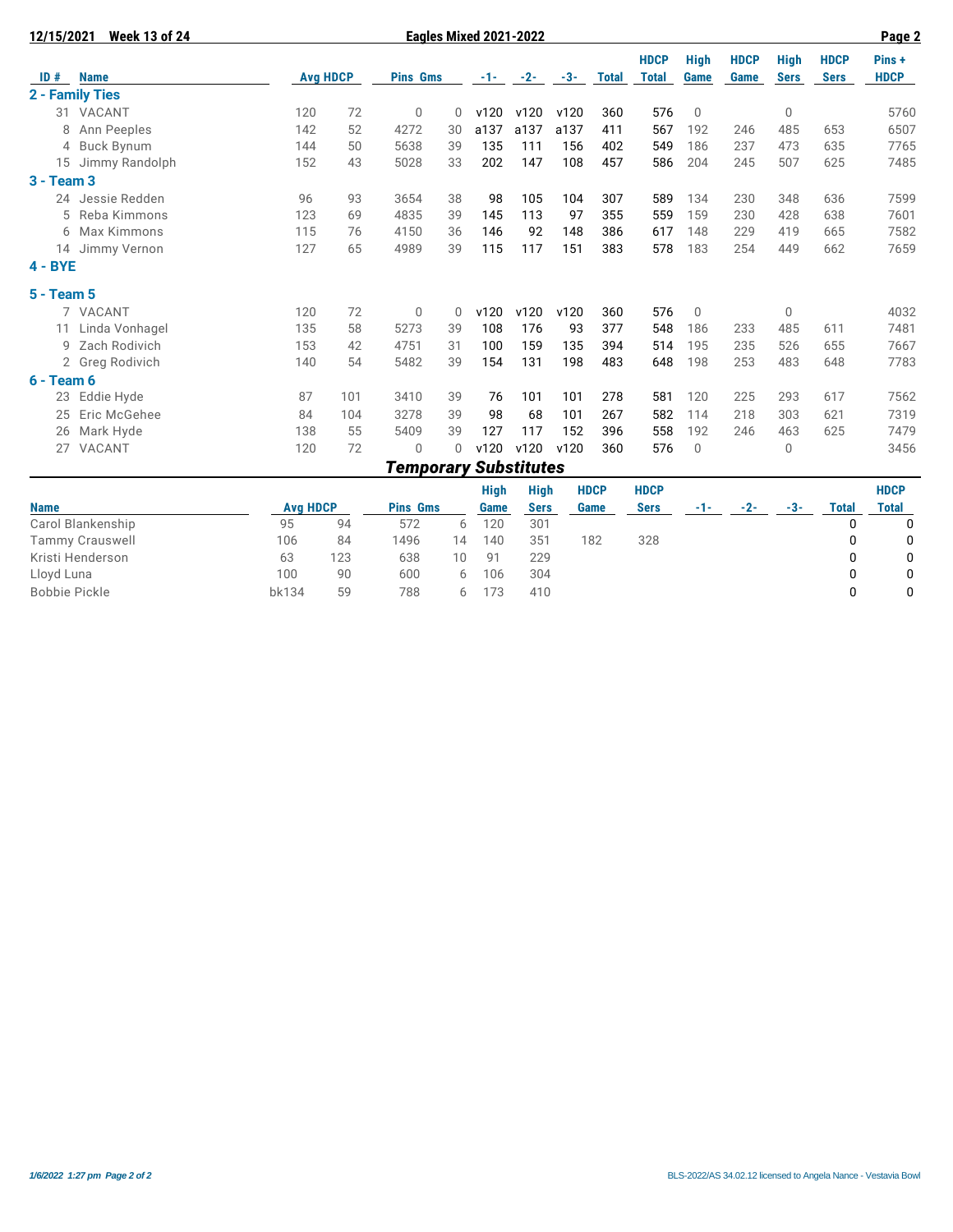**12/15/2021 Week 13 of 24** **Eagles Mixed 2021-2022**

| ID # | Name | Avg | HDCP | Pins | Gms | -1- | -2- | -3- | Total | HDCP Total | High Game | HDCP Game | High Sers | HDCP Sers | Pins + HDCP |
|---|---|---|---|---|---|---|---|---|---|---|---|---|---|---|---|
| **2 - Family Ties** | | | | | | | | | | | | | | | |
| 31 | VACANT | 120 | 72 | 0 | 0 | v120 | v120 | v120 | 360 | 576 | 0 | | 0 | | 5760 |
| 8 | Ann Peeples | 142 | 52 | 4272 | 30 | a137 | a137 | a137 | 411 | 567 | 192 | 246 | 485 | 653 | 6507 |
| 4 | Buck Bynum | 144 | 50 | 5638 | 39 | 135 | 111 | 156 | 402 | 549 | 186 | 237 | 473 | 635 | 7765 |
| 15 | Jimmy Randolph | 152 | 43 | 5028 | 33 | 202 | 147 | 108 | 457 | 586 | 204 | 245 | 507 | 625 | 7485 |
| **3 - Team 3** | | | | | | | | | | | | | | | |
| 24 | Jessie Redden | 96 | 93 | 3654 | 38 | 98 | 105 | 104 | 307 | 589 | 134 | 230 | 348 | 636 | 7599 |
| 5 | Reba Kimmons | 123 | 69 | 4835 | 39 | 145 | 113 | 97 | 355 | 559 | 159 | 230 | 428 | 638 | 7601 |
| 6 | Max Kimmons | 115 | 76 | 4150 | 36 | 146 | 92 | 148 | 386 | 617 | 148 | 229 | 419 | 665 | 7582 |
| 14 | Jimmy Vernon | 127 | 65 | 4989 | 39 | 115 | 117 | 151 | 383 | 578 | 183 | 254 | 449 | 662 | 7659 |
| **4 - BYE** | | | | | | | | | | | | | | | |
| **5 - Team 5** | | | | | | | | | | | | | | | |
| 7 | VACANT | 120 | 72 | 0 | 0 | v120 | v120 | v120 | 360 | 576 | 0 | | 0 | | 4032 |
| 11 | Linda Vonhagel | 135 | 58 | 5273 | 39 | 108 | 176 | 93 | 377 | 548 | 186 | 233 | 485 | 611 | 7481 |
| 9 | Zach Rodivich | 153 | 42 | 4751 | 31 | 100 | 159 | 135 | 394 | 514 | 195 | 235 | 526 | 655 | 7667 |
| 2 | Greg Rodivich | 140 | 54 | 5482 | 39 | 154 | 131 | 198 | 483 | 648 | 198 | 253 | 483 | 648 | 7783 |
| **6 - Team 6** | | | | | | | | | | | | | | | |
| 23 | Eddie Hyde | 87 | 101 | 3410 | 39 | 76 | 101 | 101 | 278 | 581 | 120 | 225 | 293 | 617 | 7562 |
| 25 | Eric McGehee | 84 | 104 | 3278 | 39 | 98 | 68 | 101 | 267 | 582 | 114 | 218 | 303 | 621 | 7319 |
| 26 | Mark Hyde | 138 | 55 | 5409 | 39 | 127 | 117 | 152 | 396 | 558 | 192 | 246 | 463 | 625 | 7479 |
| 27 | VACANT | 120 | 72 | 0 | 0 | v120 | v120 | v120 | 360 | 576 | 0 | | 0 | | 3456 |

***Temporary Substitutes***

| Name | Avg | HDCP | Pins | Gms | High Game | High Sers | HDCP Game | HDCP Sers | -1- | -2- | -3- | Total | HDCP Total |
|---|---|---|---|---|---|---|---|---|---|---|---|---|---|
| Carol Blankenship | 95 | 94 | 572 | 6 | 120 | 301 | | | | | | 0 | 0 |
| Tammy Crauswell | 106 | 84 | 1496 | 14 | 140 | 351 | 182 | 328 | | | | 0 | 0 |
| Kristi Henderson | 63 | 123 | 638 | 10 | 91 | 229 | | | | | | 0 | 0 |
| Lloyd Luna | 100 | 90 | 600 | 6 | 106 | 304 | | | | | | 0 | 0 |
| Bobbie Pickle | bk134 | 59 | 788 | 6 | 173 | 410 | | | | | | 0 | 0 |

*1/6/2022 1:27 pm*

BLS-2022/AS 34.02.12 licensed to Angela Nance - Vestavia Bowl